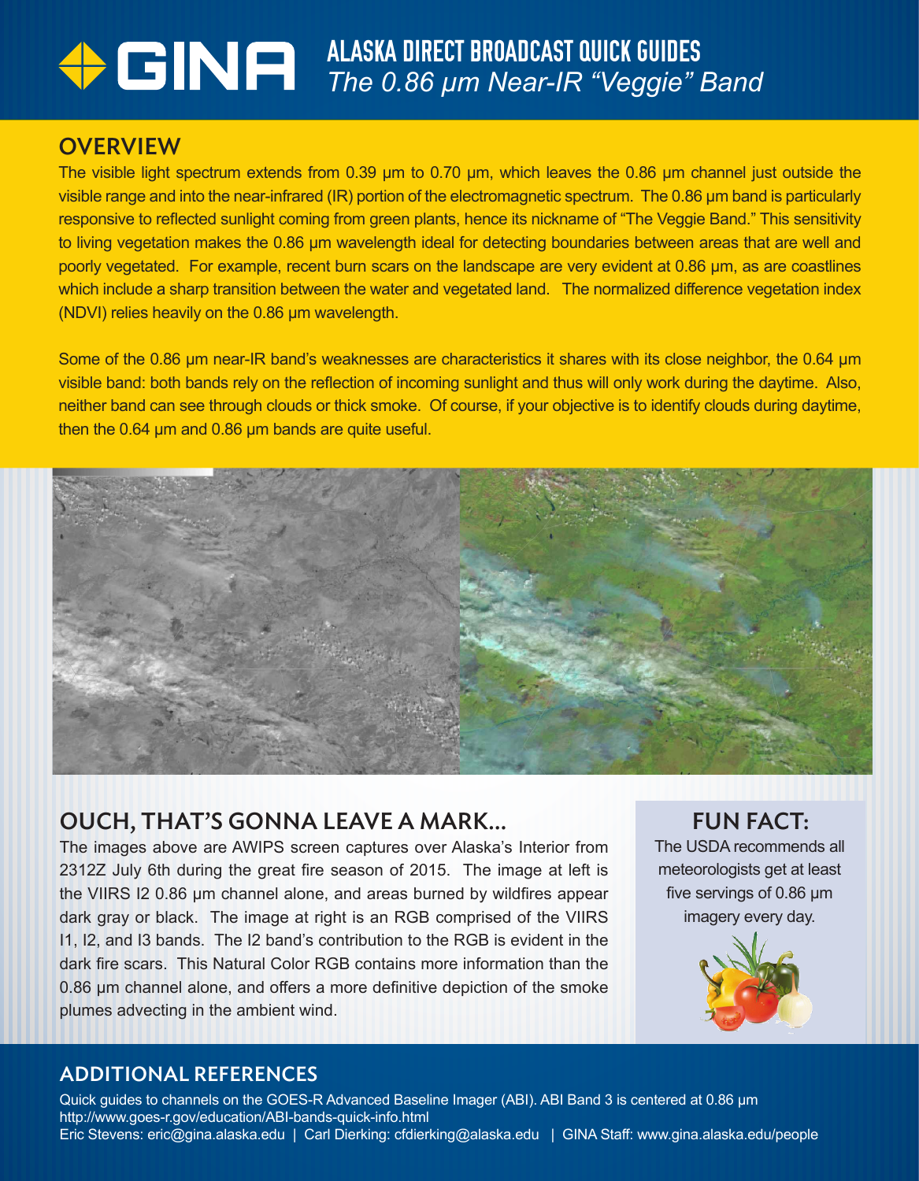# GINA ALASKA DIRECT BROADCAST QUICK GUIDES
## *The 0.86 µm Near-IR "Veggie" Band*

## OVERVIEW

The visible light spectrum extends from 0.39 µm to 0.70 µm, which leaves the 0.86 µm channel just outside the visible range and into the near-infrared (IR) portion of the electromagnetic spectrum. The 0.86 µm band is particularly responsive to reflected sunlight coming from green plants, hence its nickname of "The Veggie Band." This sensitivity to living vegetation makes the 0.86 µm wavelength ideal for detecting boundaries between areas that are well and poorly vegetated. For example, recent burn scars on the landscape are very evident at 0.86 µm, as are coastlines which include a sharp transition between the water and vegetated land. The normalized difference vegetation index (NDVI) relies heavily on the 0.86 µm wavelength.

Some of the 0.86 µm near-IR band's weaknesses are characteristics it shares with its close neighbor, the 0.64 µm visible band: both bands rely on the reflection of incoming sunlight and thus will only work during the daytime. Also, neither band can see through clouds or thick smoke. Of course, if your objective is to identify clouds during daytime, then the 0.64 µm and 0.86 µm bands are quite useful.

## OUCH, THAT'S GONNA LEAVE A MARK...

The images above are AWIPS screen captures over Alaska's Interior from 2312Z July 6th during the great fire season of 2015. The image at left is the VIIRS I2 0.86 µm channel alone, and areas burned by wildfires appear dark gray or black. The image at right is an RGB comprised of the VIIRS I1, I2, and I3 bands. The I2 band's contribution to the RGB is evident in the dark fire scars. This Natural Color RGB contains more information than the 0.86 µm channel alone, and offers a more definitive depiction of the smoke plumes advecting in the ambient wind.

## FUN FACT:

The USDA recommends all meteorologists get at least five servings of 0.86 µm imagery every day.

## ADDITIONAL REFERENCES

Quick guides to channels on the GOES-R Advanced Baseline Imager (ABI). ABI Band 3 is centered at 0.86 µm
http://www.goes-r.gov/education/ABI-bands-quick-info.html
Eric Stevens: eric@gina.alaska.edu | Carl Dierking: cfdierking@alaska.edu | GINA Staff: www.gina.alaska.edu/people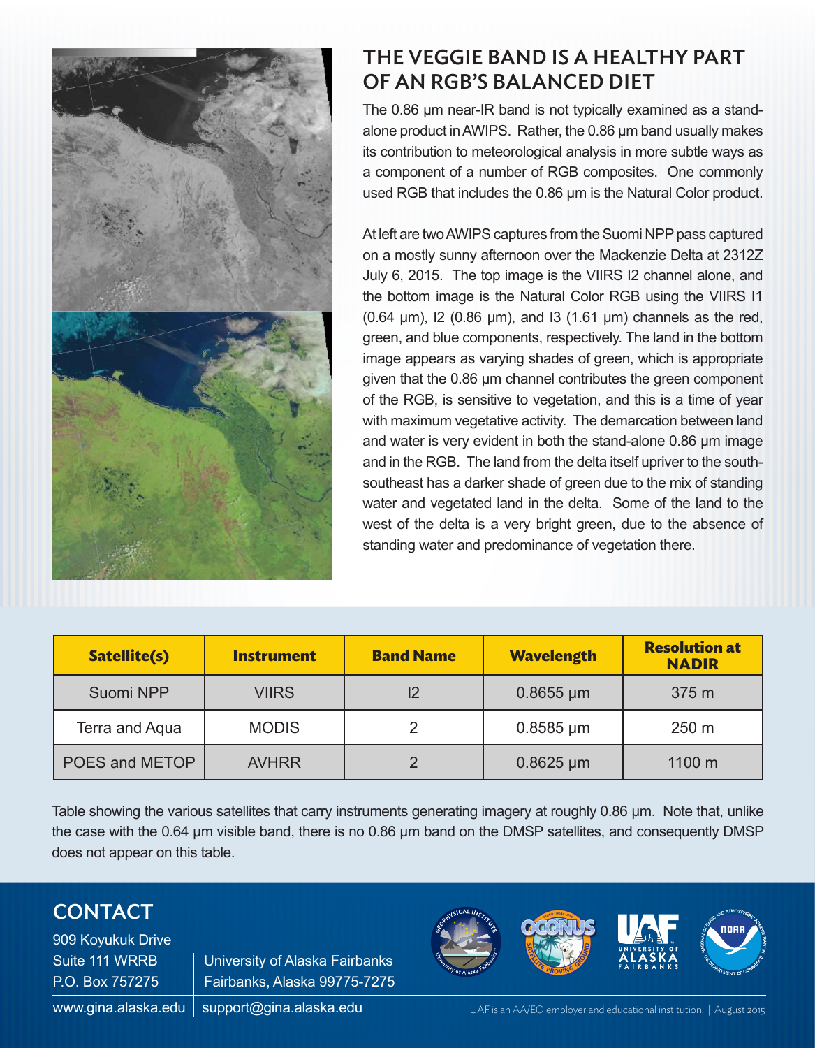## THE VEGGIE BAND IS A HEALTHY PART OF AN RGB'S BALANCED DIET

The 0.86 µm near-IR band is not typically examined as a stand-alone product in AWIPS. Rather, the 0.86 µm band usually makes its contribution to meteorological analysis in more subtle ways as a component of a number of RGB composites. One commonly used RGB that includes the 0.86 µm is the Natural Color product.

At left are two AWIPS captures from the Suomi NPP pass captured on a mostly sunny afternoon over the Mackenzie Delta at 2312Z July 6, 2015. The top image is the VIIRS I2 channel alone, and the bottom image is the Natural Color RGB using the VIIRS I1 (0.64 µm), I2 (0.86 µm), and I3 (1.61 µm) channels as the red, green, and blue components, respectively. The land in the bottom image appears as varying shades of green, which is appropriate given that the 0.86 µm channel contributes the green component of the RGB, is sensitive to vegetation, and this is a time of year with maximum vegetative activity. The demarcation between land and water is very evident in both the stand-alone 0.86 µm image and in the RGB. The land from the delta itself upriver to the south-southeast has a darker shade of green due to the mix of standing water and vegetated land in the delta. Some of the land to the west of the delta is a very bright green, due to the absence of standing water and predominance of vegetation there.

| Satellite(s) | Instrument | Band Name | Wavelength | Resolution at NADIR |
|---|---|---|---|---|
| Suomi NPP | VIIRS | I2 | 0.8655 µm | 375 m |
| Terra and Aqua | MODIS | 2 | 0.8585 µm | 250 m |
| POES and METOP | AVHRR | 2 | 0.8625 µm | 1100 m |

Table showing the various satellites that carry instruments generating imagery at roughly 0.86 µm. Note that, unlike the case with the 0.64 µm visible band, there is no 0.86 µm band on the DMSP satellites, and consequently DMSP does not appear on this table.

## CONTACT

909 Koyukuk Drive
Suite 111 WRRB
P.O. Box 757275

University of Alaska Fairbanks
Fairbanks, Alaska 99775-7275

www.gina.alaska.edu | support@gina.alaska.edu

UAF is an AA/EO employer and educational institution. | August 2015